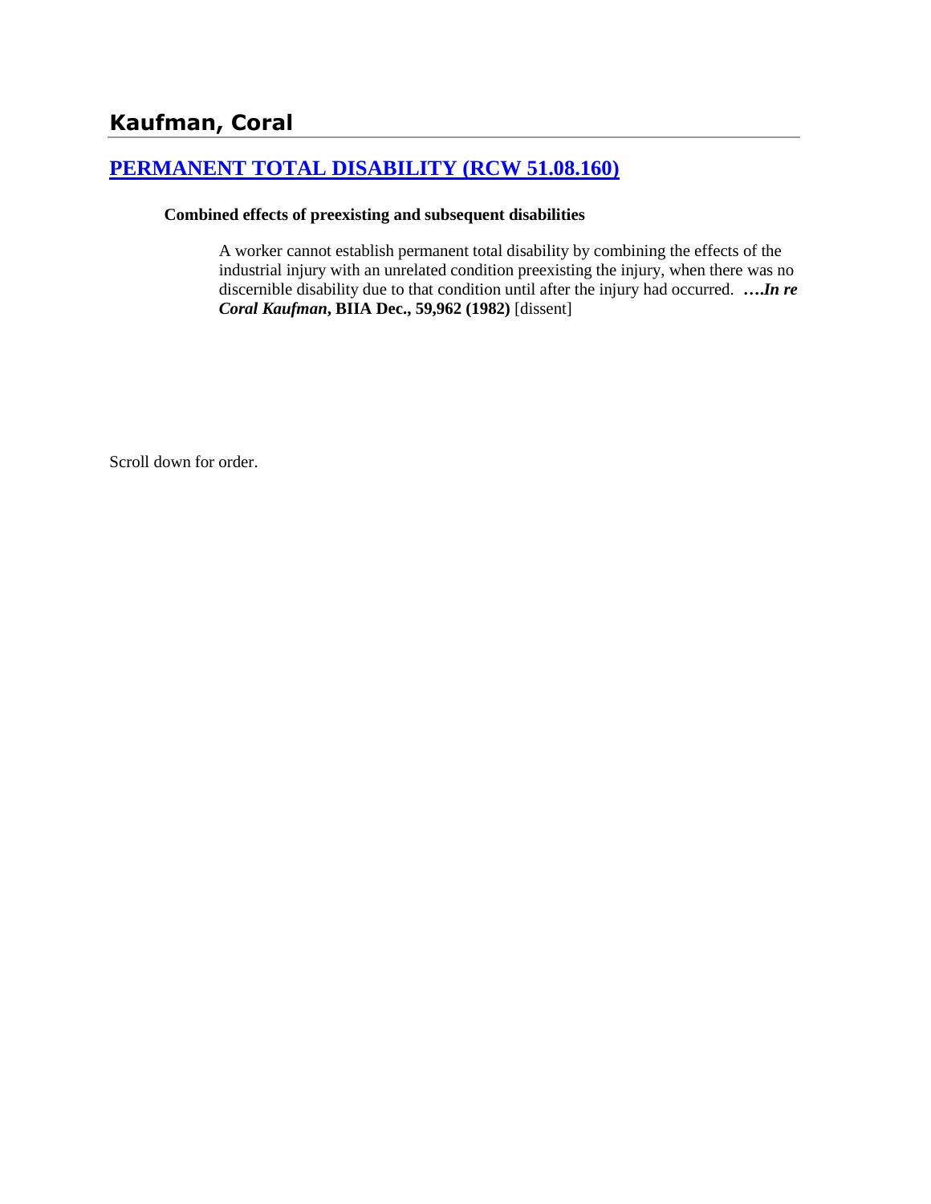## Kaufman, Coral

### [PERMANENT TOTAL DISABILITY (RCW 51.08.160)]

**Combined effects of preexisting and subsequent disabilities**

> A worker cannot establish permanent total disability by combining the effects of the industrial injury with an unrelated condition preexisting the injury, when there was no discernible disability due to that condition until after the injury had occurred. ***….In re Coral Kaufman*, BIIA Dec., 59,962 (1982)** [dissent]

Scroll down for order.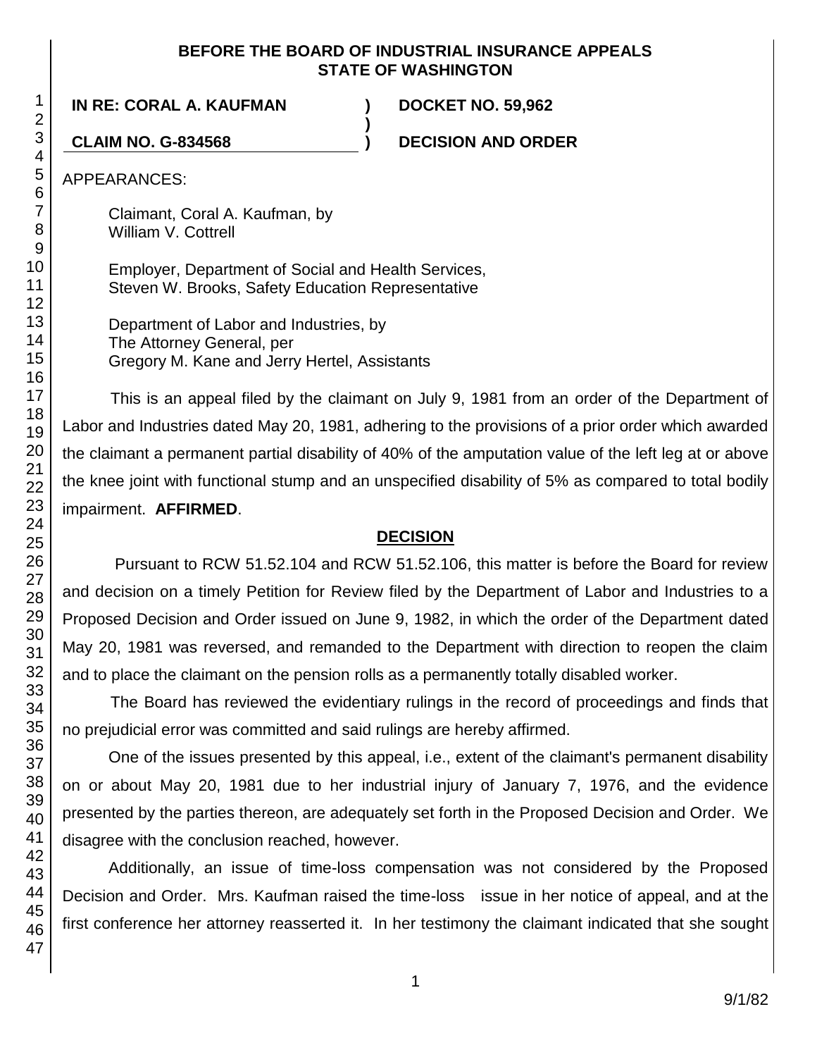**BEFORE THE BOARD OF INDUSTRIAL INSURANCE APPEALS**
**STATE OF WASHINGTON**

**IN RE: CORAL A. KAUFMAN** ) **DOCKET NO. 59,962**
)
**CLAIM NO. G-834568** ) **DECISION AND ORDER**

APPEARANCES:

Claimant, Coral A. Kaufman, by
William V. Cottrell

Employer, Department of Social and Health Services,
Steven W. Brooks, Safety Education Representative

Department of Labor and Industries, by
The Attorney General, per
Gregory M. Kane and Jerry Hertel, Assistants

This is an appeal filed by the claimant on July 9, 1981 from an order of the Department of Labor and Industries dated May 20, 1981, adhering to the provisions of a prior order which awarded the claimant a permanent partial disability of 40% of the amputation value of the left leg at or above the knee joint with functional stump and an unspecified disability of 5% as compared to total bodily impairment. **AFFIRMED**.

## DECISION

Pursuant to RCW 51.52.104 and RCW 51.52.106, this matter is before the Board for review and decision on a timely Petition for Review filed by the Department of Labor and Industries to a Proposed Decision and Order issued on June 9, 1982, in which the order of the Department dated May 20, 1981 was reversed, and remanded to the Department with direction to reopen the claim and to place the claimant on the pension rolls as a permanently totally disabled worker.

The Board has reviewed the evidentiary rulings in the record of proceedings and finds that no prejudicial error was committed and said rulings are hereby affirmed.

One of the issues presented by this appeal, i.e., extent of the claimant's permanent disability on or about May 20, 1981 due to her industrial injury of January 7, 1976, and the evidence presented by the parties thereon, are adequately set forth in the Proposed Decision and Order. We disagree with the conclusion reached, however.

Additionally, an issue of time-loss compensation was not considered by the Proposed Decision and Order. Mrs. Kaufman raised the time-loss issue in her notice of appeal, and at the first conference her attorney reasserted it. In her testimony the claimant indicated that she sought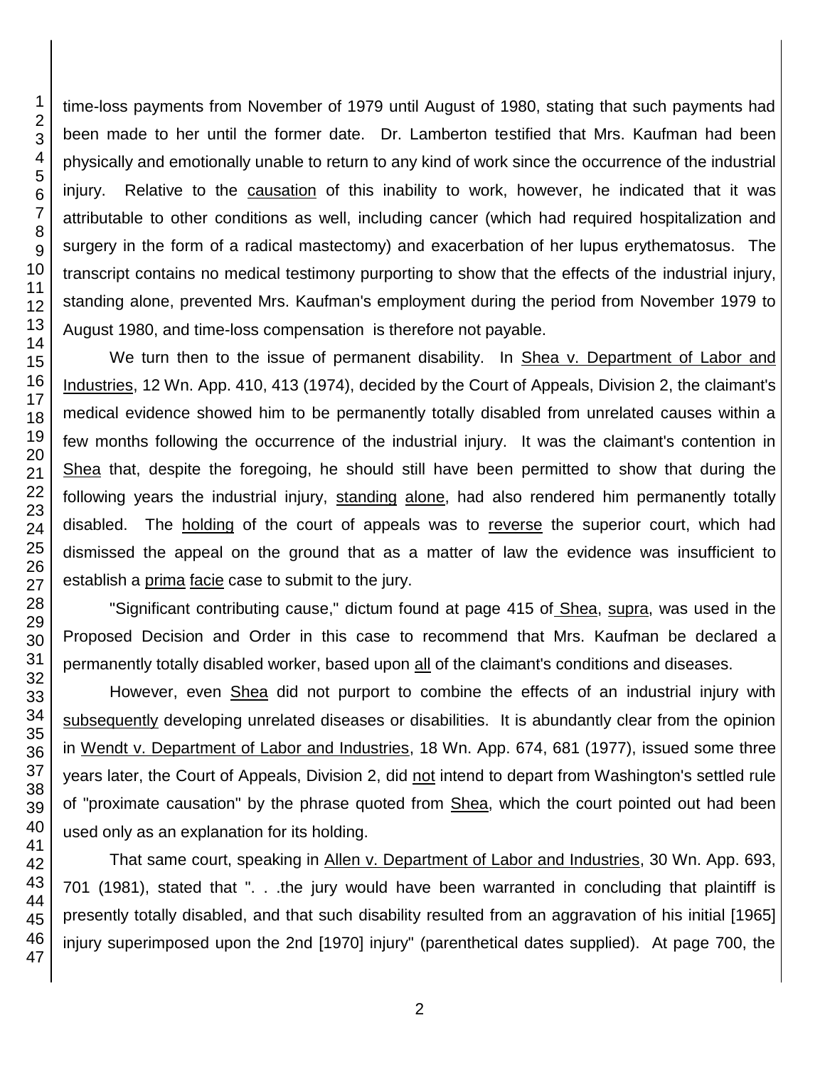time-loss payments from November of 1979 until August of 1980, stating that such payments had been made to her until the former date. Dr. Lamberton testified that Mrs. Kaufman had been physically and emotionally unable to return to any kind of work since the occurrence of the industrial injury. Relative to the causation of this inability to work, however, he indicated that it was attributable to other conditions as well, including cancer (which had required hospitalization and surgery in the form of a radical mastectomy) and exacerbation of her lupus erythematosus. The transcript contains no medical testimony purporting to show that the effects of the industrial injury, standing alone, prevented Mrs. Kaufman's employment during the period from November 1979 to August 1980, and time-loss compensation is therefore not payable.

We turn then to the issue of permanent disability. In Shea v. Department of Labor and Industries, 12 Wn. App. 410, 413 (1974), decided by the Court of Appeals, Division 2, the claimant's medical evidence showed him to be permanently totally disabled from unrelated causes within a few months following the occurrence of the industrial injury. It was the claimant's contention in Shea that, despite the foregoing, he should still have been permitted to show that during the following years the industrial injury, standing alone, had also rendered him permanently totally disabled. The holding of the court of appeals was to reverse the superior court, which had dismissed the appeal on the ground that as a matter of law the evidence was insufficient to establish a prima facie case to submit to the jury.

"Significant contributing cause," dictum found at page 415 of Shea, supra, was used in the Proposed Decision and Order in this case to recommend that Mrs. Kaufman be declared a permanently totally disabled worker, based upon all of the claimant's conditions and diseases.

However, even Shea did not purport to combine the effects of an industrial injury with subsequently developing unrelated diseases or disabilities. It is abundantly clear from the opinion in Wendt v. Department of Labor and Industries, 18 Wn. App. 674, 681 (1977), issued some three years later, the Court of Appeals, Division 2, did not intend to depart from Washington's settled rule of "proximate causation" by the phrase quoted from Shea, which the court pointed out had been used only as an explanation for its holding.

That same court, speaking in Allen v. Department of Labor and Industries, 30 Wn. App. 693, 701 (1981), stated that ". . .the jury would have been warranted in concluding that plaintiff is presently totally disabled, and that such disability resulted from an aggravation of his initial [1965] injury superimposed upon the 2nd [1970] injury" (parenthetical dates supplied). At page 700, the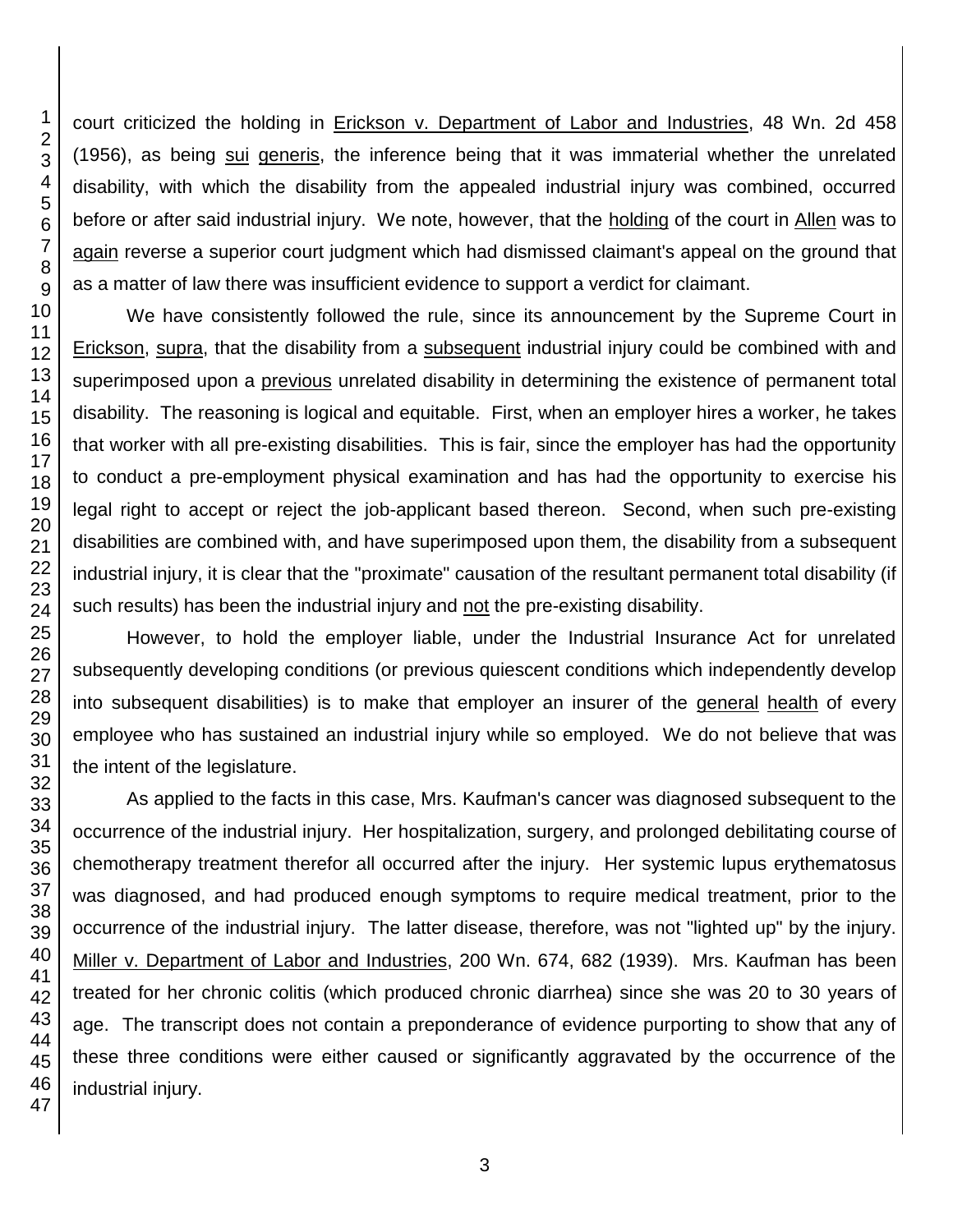court criticized the holding in Erickson v. Department of Labor and Industries, 48 Wn. 2d 458 (1956), as being sui generis, the inference being that it was immaterial whether the unrelated disability, with which the disability from the appealed industrial injury was combined, occurred before or after said industrial injury. We note, however, that the holding of the court in Allen was to again reverse a superior court judgment which had dismissed claimant's appeal on the ground that as a matter of law there was insufficient evidence to support a verdict for claimant.

We have consistently followed the rule, since its announcement by the Supreme Court in Erickson, supra, that the disability from a subsequent industrial injury could be combined with and superimposed upon a previous unrelated disability in determining the existence of permanent total disability. The reasoning is logical and equitable. First, when an employer hires a worker, he takes that worker with all pre-existing disabilities. This is fair, since the employer has had the opportunity to conduct a pre-employment physical examination and has had the opportunity to exercise his legal right to accept or reject the job-applicant based thereon. Second, when such pre-existing disabilities are combined with, and have superimposed upon them, the disability from a subsequent industrial injury, it is clear that the "proximate" causation of the resultant permanent total disability (if such results) has been the industrial injury and not the pre-existing disability.

However, to hold the employer liable, under the Industrial Insurance Act for unrelated subsequently developing conditions (or previous quiescent conditions which independently develop into subsequent disabilities) is to make that employer an insurer of the general health of every employee who has sustained an industrial injury while so employed. We do not believe that was the intent of the legislature.

As applied to the facts in this case, Mrs. Kaufman's cancer was diagnosed subsequent to the occurrence of the industrial injury. Her hospitalization, surgery, and prolonged debilitating course of chemotherapy treatment therefor all occurred after the injury. Her systemic lupus erythematosus was diagnosed, and had produced enough symptoms to require medical treatment, prior to the occurrence of the industrial injury. The latter disease, therefore, was not "lighted up" by the injury. Miller v. Department of Labor and Industries, 200 Wn. 674, 682 (1939). Mrs. Kaufman has been treated for her chronic colitis (which produced chronic diarrhea) since she was 20 to 30 years of age. The transcript does not contain a preponderance of evidence purporting to show that any of these three conditions were either caused or significantly aggravated by the occurrence of the industrial injury.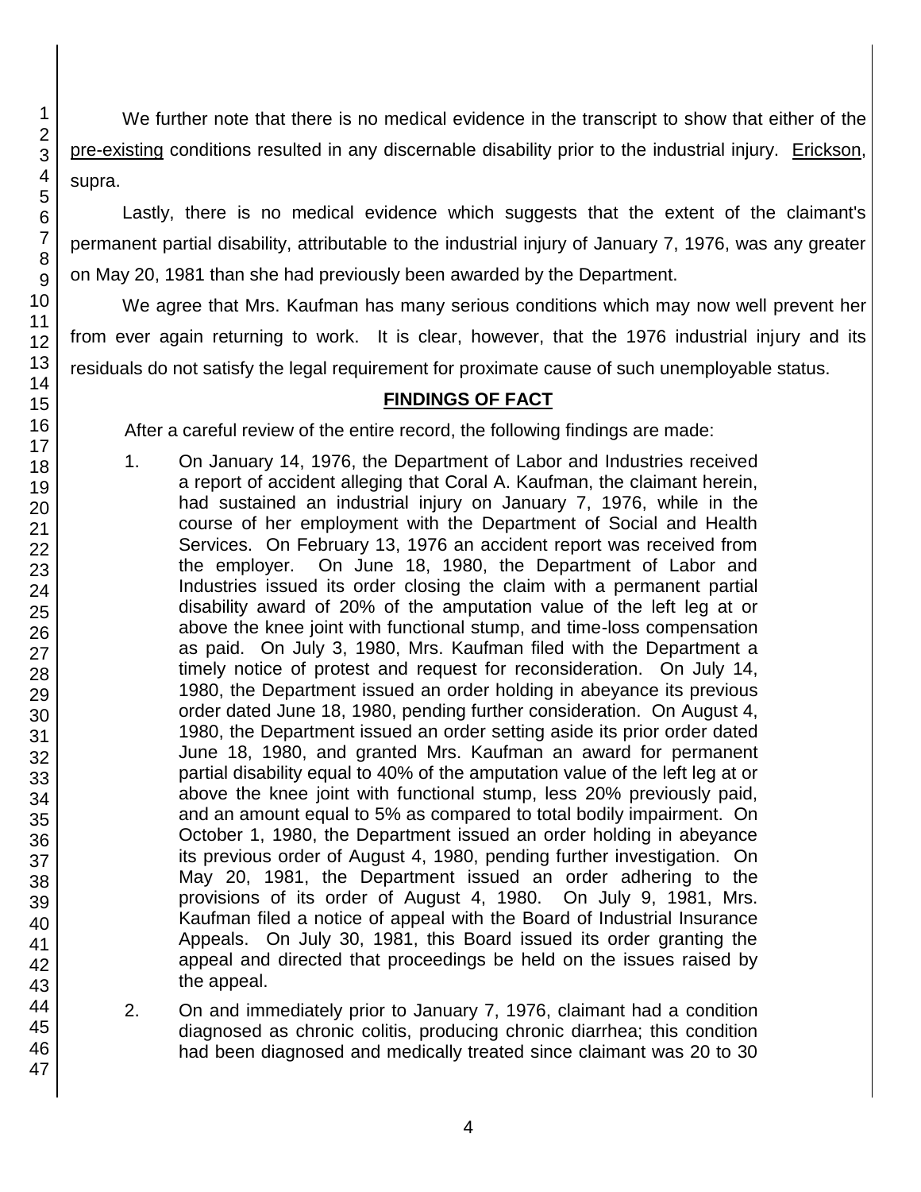We further note that there is no medical evidence in the transcript to show that either of the pre-existing conditions resulted in any discernable disability prior to the industrial injury. Erickson, supra.

Lastly, there is no medical evidence which suggests that the extent of the claimant's permanent partial disability, attributable to the industrial injury of January 7, 1976, was any greater on May 20, 1981 than she had previously been awarded by the Department.

We agree that Mrs. Kaufman has many serious conditions which may now well prevent her from ever again returning to work. It is clear, however, that the 1976 industrial injury and its residuals do not satisfy the legal requirement for proximate cause of such unemployable status.

## FINDINGS OF FACT

After a careful review of the entire record, the following findings are made:

1. On January 14, 1976, the Department of Labor and Industries received a report of accident alleging that Coral A. Kaufman, the claimant herein, had sustained an industrial injury on January 7, 1976, while in the course of her employment with the Department of Social and Health Services. On February 13, 1976 an accident report was received from the employer. On June 18, 1980, the Department of Labor and Industries issued its order closing the claim with a permanent partial disability award of 20% of the amputation value of the left leg at or above the knee joint with functional stump, and time-loss compensation as paid. On July 3, 1980, Mrs. Kaufman filed with the Department a timely notice of protest and request for reconsideration. On July 14, 1980, the Department issued an order holding in abeyance its previous order dated June 18, 1980, pending further consideration. On August 4, 1980, the Department issued an order setting aside its prior order dated June 18, 1980, and granted Mrs. Kaufman an award for permanent partial disability equal to 40% of the amputation value of the left leg at or above the knee joint with functional stump, less 20% previously paid, and an amount equal to 5% as compared to total bodily impairment. On October 1, 1980, the Department issued an order holding in abeyance its previous order of August 4, 1980, pending further investigation. On May 20, 1981, the Department issued an order adhering to the provisions of its order of August 4, 1980. On July 9, 1981, Mrs. Kaufman filed a notice of appeal with the Board of Industrial Insurance Appeals. On July 30, 1981, this Board issued its order granting the appeal and directed that proceedings be held on the issues raised by the appeal.

2. On and immediately prior to January 7, 1976, claimant had a condition diagnosed as chronic colitis, producing chronic diarrhea; this condition had been diagnosed and medically treated since claimant was 20 to 30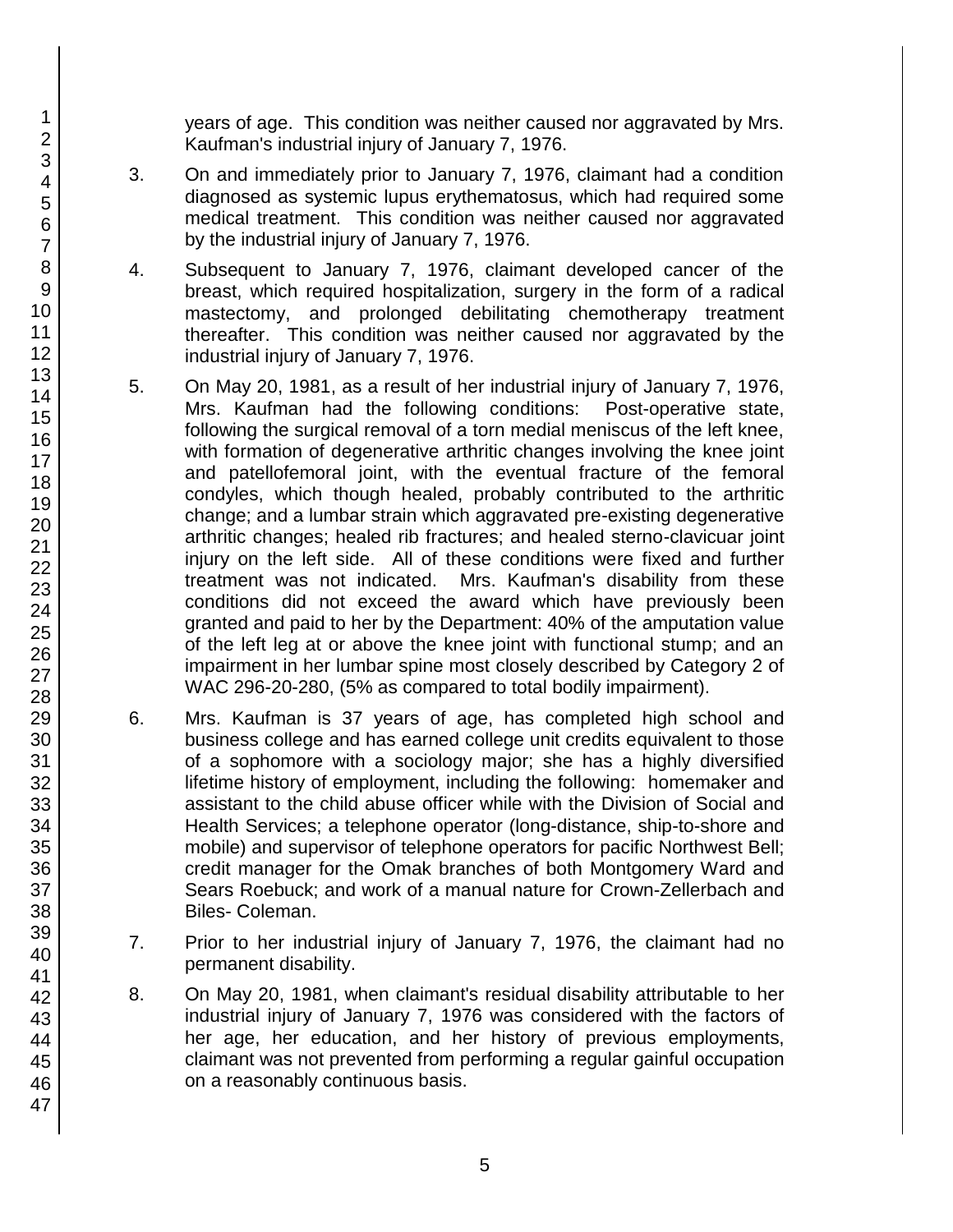years of age. This condition was neither caused nor aggravated by Mrs. Kaufman's industrial injury of January 7, 1976.

3. On and immediately prior to January 7, 1976, claimant had a condition diagnosed as systemic lupus erythematosus, which had required some medical treatment. This condition was neither caused nor aggravated by the industrial injury of January 7, 1976.

4. Subsequent to January 7, 1976, claimant developed cancer of the breast, which required hospitalization, surgery in the form of a radical mastectomy, and prolonged debilitating chemotherapy treatment thereafter. This condition was neither caused nor aggravated by the industrial injury of January 7, 1976.

5. On May 20, 1981, as a result of her industrial injury of January 7, 1976, Mrs. Kaufman had the following conditions: Post-operative state, following the surgical removal of a torn medial meniscus of the left knee, with formation of degenerative arthritic changes involving the knee joint and patellofemoral joint, with the eventual fracture of the femoral condyles, which though healed, probably contributed to the arthritic change; and a lumbar strain which aggravated pre-existing degenerative arthritic changes; healed rib fractures; and healed sterno-clavicuar joint injury on the left side. All of these conditions were fixed and further treatment was not indicated. Mrs. Kaufman's disability from these conditions did not exceed the award which have previously been granted and paid to her by the Department: 40% of the amputation value of the left leg at or above the knee joint with functional stump; and an impairment in her lumbar spine most closely described by Category 2 of WAC 296-20-280, (5% as compared to total bodily impairment).

6. Mrs. Kaufman is 37 years of age, has completed high school and business college and has earned college unit credits equivalent to those of a sophomore with a sociology major; she has a highly diversified lifetime history of employment, including the following: homemaker and assistant to the child abuse officer while with the Division of Social and Health Services; a telephone operator (long-distance, ship-to-shore and mobile) and supervisor of telephone operators for pacific Northwest Bell; credit manager for the Omak branches of both Montgomery Ward and Sears Roebuck; and work of a manual nature for Crown-Zellerbach and Biles- Coleman.

7. Prior to her industrial injury of January 7, 1976, the claimant had no permanent disability.

8. On May 20, 1981, when claimant's residual disability attributable to her industrial injury of January 7, 1976 was considered with the factors of her age, her education, and her history of previous employments, claimant was not prevented from performing a regular gainful occupation on a reasonably continuous basis.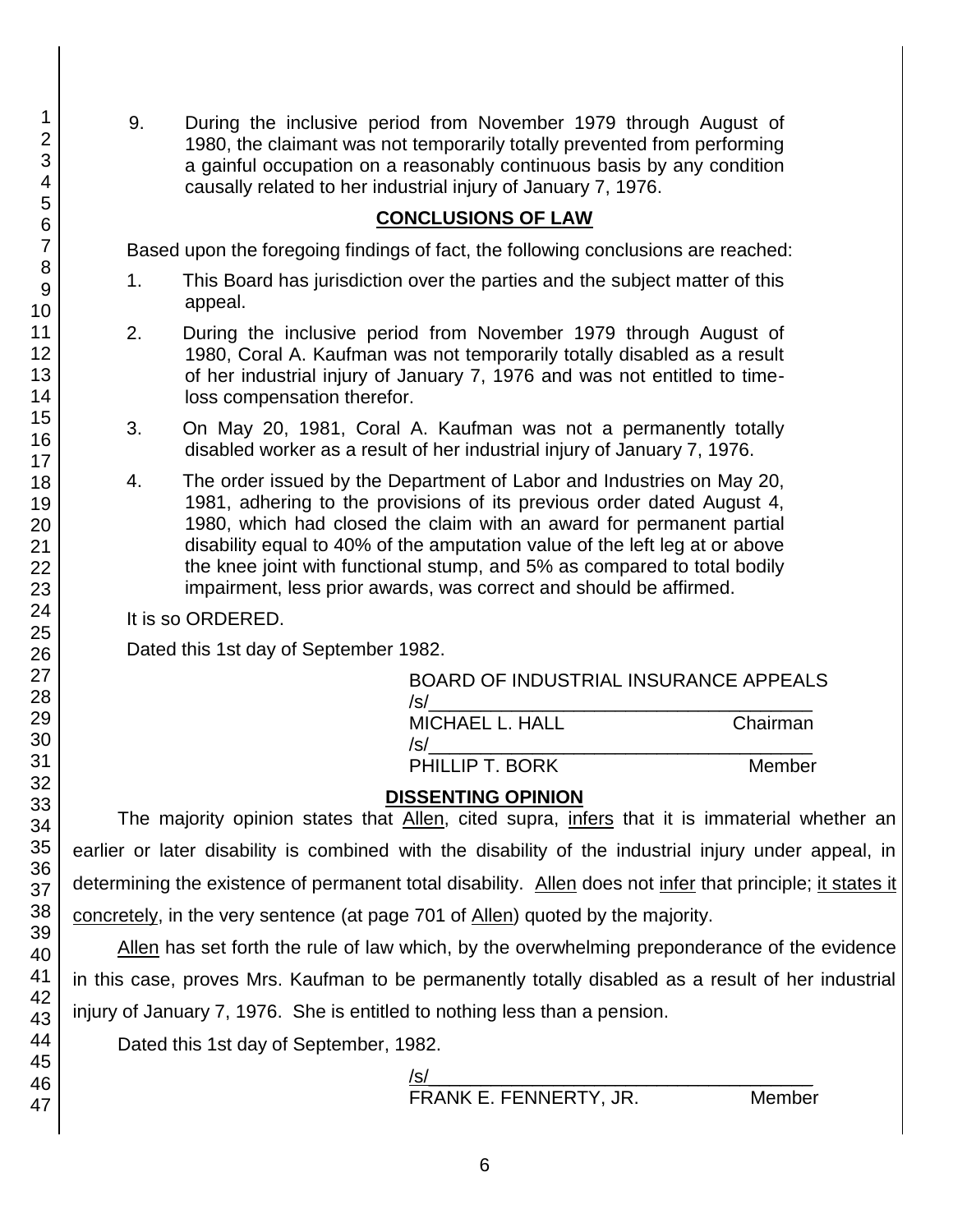9. During the inclusive period from November 1979 through August of 1980, the claimant was not temporarily totally prevented from performing a gainful occupation on a reasonably continuous basis by any condition causally related to her industrial injury of January 7, 1976.

## CONCLUSIONS OF LAW

Based upon the foregoing findings of fact, the following conclusions are reached:

1. This Board has jurisdiction over the parties and the subject matter of this appeal.

2. During the inclusive period from November 1979 through August of 1980, Coral A. Kaufman was not temporarily totally disabled as a result of her industrial injury of January 7, 1976 and was not entitled to time-loss compensation therefor.

3. On May 20, 1981, Coral A. Kaufman was not a permanently totally disabled worker as a result of her industrial injury of January 7, 1976.

4. The order issued by the Department of Labor and Industries on May 20, 1981, adhering to the provisions of its previous order dated August 4, 1980, which had closed the claim with an award for permanent partial disability equal to 40% of the amputation value of the left leg at or above the knee joint with functional stump, and 5% as compared to total bodily impairment, less prior awards, was correct and should be affirmed.

It is so ORDERED.

Dated this 1st day of September 1982.

BOARD OF INDUSTRIAL INSURANCE APPEALS

/s/
MICHAEL L. HALL Chairman

/s/
PHILLIP T. BORK Member

## DISSENTING OPINION

The majority opinion states that Allen, cited supra, infers that it is immaterial whether an earlier or later disability is combined with the disability of the industrial injury under appeal, in determining the existence of permanent total disability. Allen does not infer that principle; it states it concretely, in the very sentence (at page 701 of Allen) quoted by the majority.

Allen has set forth the rule of law which, by the overwhelming preponderance of the evidence in this case, proves Mrs. Kaufman to be permanently totally disabled as a result of her industrial injury of January 7, 1976. She is entitled to nothing less than a pension.

Dated this 1st day of September, 1982.

/s/
FRANK E. FENNERTY, JR. Member